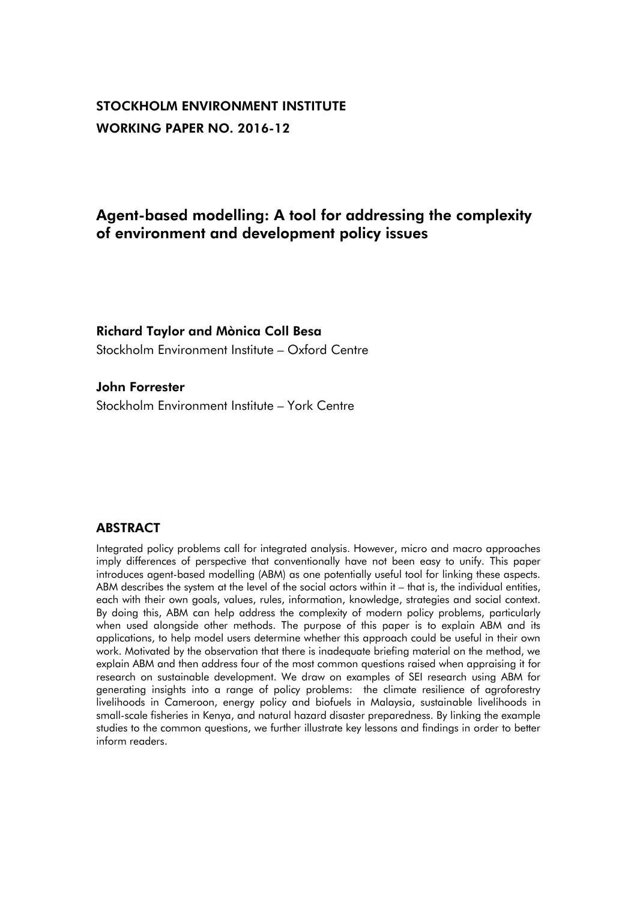**STOCKHOLM ENVIRONMENT INSTITUTE**

**WORKING PAPER NO. 2016-12**

# Agent-based modelling: A tool for addressing the complexity of environment and development policy issues

**Richard Taylor and Mònica Coll Besa**

Stockholm Environment Institute – Oxford Centre

**John Forrester**

Stockholm Environment Institute – York Centre

## ABSTRACT

Integrated policy problems call for integrated analysis. However, micro and macro approaches imply differences of perspective that conventionally have not been easy to unify. This paper introduces agent-based modelling (ABM) as one potentially useful tool for linking these aspects. ABM describes the system at the level of the social actors within it – that is, the individual entities, each with their own goals, values, rules, information, knowledge, strategies and social context. By doing this, ABM can help address the complexity of modern policy problems, particularly when used alongside other methods. The purpose of this paper is to explain ABM and its applications, to help model users determine whether this approach could be useful in their own work. Motivated by the observation that there is inadequate briefing material on the method, we explain ABM and then address four of the most common questions raised when appraising it for research on sustainable development. We draw on examples of SEI research using ABM for generating insights into a range of policy problems: the climate resilience of agroforestry livelihoods in Cameroon, energy policy and biofuels in Malaysia, sustainable livelihoods in small-scale fisheries in Kenya, and natural hazard disaster preparedness. By linking the example studies to the common questions, we further illustrate key lessons and findings in order to better inform readers.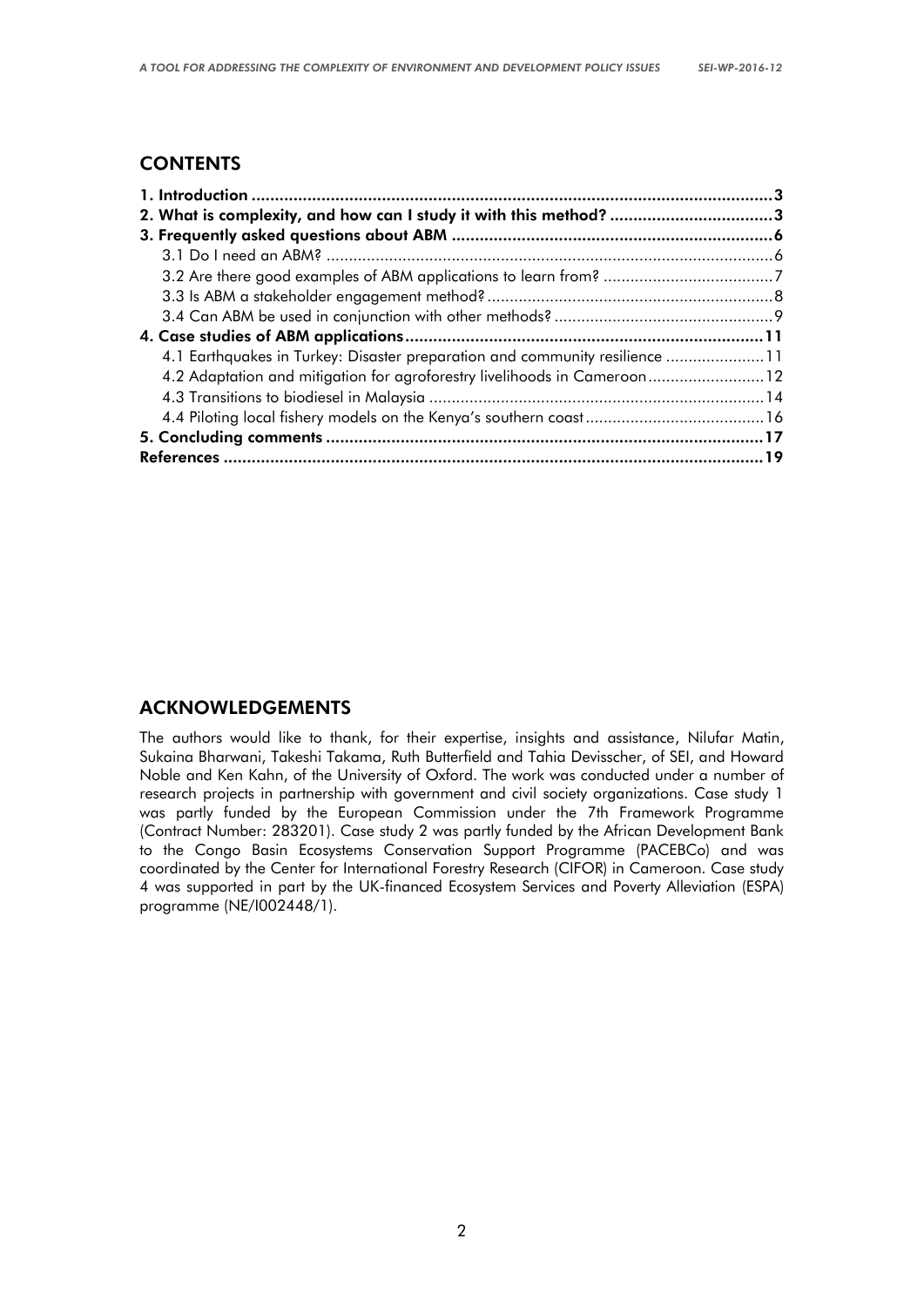## CONTENTS

| | |
|---|---|
| **1. Introduction** | **3** |
| **2. What is complexity, and how can I study it with this method?** | **3** |
| **3. Frequently asked questions about ABM** | **6** |
| 3.1 Do I need an ABM? | 6 |
| 3.2 Are there good examples of ABM applications to learn from? | 7 |
| 3.3 Is ABM a stakeholder engagement method? | 8 |
| 3.4 Can ABM be used in conjunction with other methods? | 9 |
| **4. Case studies of ABM applications** | **11** |
| 4.1 Earthquakes in Turkey: Disaster preparation and community resilience | 11 |
| 4.2 Adaptation and mitigation for agroforestry livelihoods in Cameroon | 12 |
| 4.3 Transitions to biodiesel in Malaysia | 14 |
| 4.4 Piloting local fishery models on the Kenya's southern coast | 16 |
| **5. Concluding comments** | **17** |
| **References** | **19** |

## ACKNOWLEDGEMENTS

The authors would like to thank, for their expertise, insights and assistance, Nilufar Matin, Sukaina Bharwani, Takeshi Takama, Ruth Butterfield and Tahia Devisscher, of SEI, and Howard Noble and Ken Kahn, of the University of Oxford. The work was conducted under a number of research projects in partnership with government and civil society organizations. Case study 1 was partly funded by the European Commission under the 7th Framework Programme (Contract Number: 283201). Case study 2 was partly funded by the African Development Bank to the Congo Basin Ecosystems Conservation Support Programme (PACEBCo) and was coordinated by the Center for International Forestry Research (CIFOR) in Cameroon. Case study 4 was supported in part by the UK-financed Ecosystem Services and Poverty Alleviation (ESPA) programme (NE/I002448/1).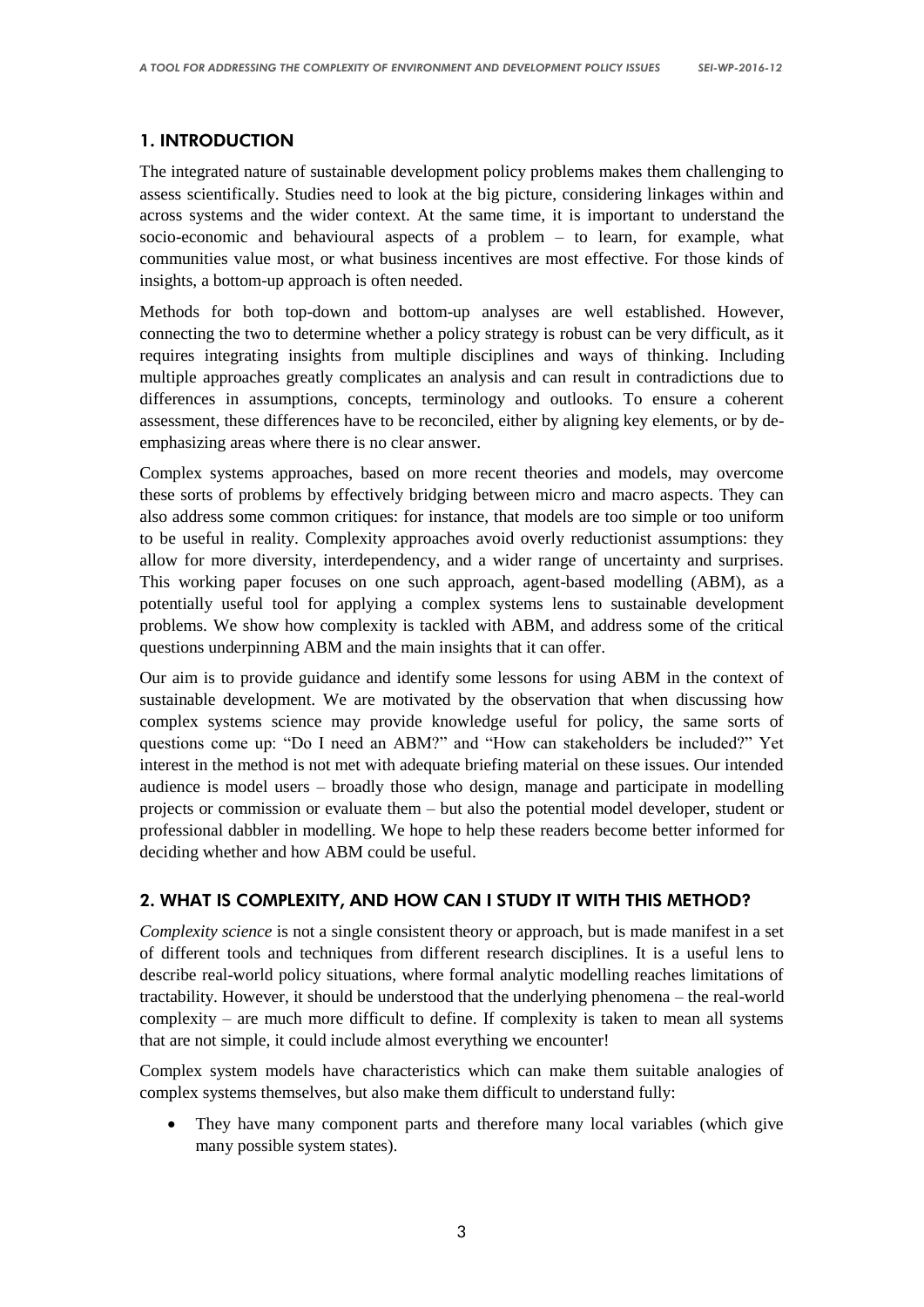## 1. INTRODUCTION

The integrated nature of sustainable development policy problems makes them challenging to assess scientifically. Studies need to look at the big picture, considering linkages within and across systems and the wider context. At the same time, it is important to understand the socio-economic and behavioural aspects of a problem – to learn, for example, what communities value most, or what business incentives are most effective. For those kinds of insights, a bottom-up approach is often needed.

Methods for both top-down and bottom-up analyses are well established. However, connecting the two to determine whether a policy strategy is robust can be very difficult, as it requires integrating insights from multiple disciplines and ways of thinking. Including multiple approaches greatly complicates an analysis and can result in contradictions due to differences in assumptions, concepts, terminology and outlooks. To ensure a coherent assessment, these differences have to be reconciled, either by aligning key elements, or by de-emphasizing areas where there is no clear answer.

Complex systems approaches, based on more recent theories and models, may overcome these sorts of problems by effectively bridging between micro and macro aspects. They can also address some common critiques: for instance, that models are too simple or too uniform to be useful in reality. Complexity approaches avoid overly reductionist assumptions: they allow for more diversity, interdependency, and a wider range of uncertainty and surprises. This working paper focuses on one such approach, agent-based modelling (ABM), as a potentially useful tool for applying a complex systems lens to sustainable development problems. We show how complexity is tackled with ABM, and address some of the critical questions underpinning ABM and the main insights that it can offer.

Our aim is to provide guidance and identify some lessons for using ABM in the context of sustainable development. We are motivated by the observation that when discussing how complex systems science may provide knowledge useful for policy, the same sorts of questions come up: "Do I need an ABM?" and "How can stakeholders be included?" Yet interest in the method is not met with adequate briefing material on these issues. Our intended audience is model users – broadly those who design, manage and participate in modelling projects or commission or evaluate them – but also the potential model developer, student or professional dabbler in modelling. We hope to help these readers become better informed for deciding whether and how ABM could be useful.

## 2. WHAT IS COMPLEXITY, AND HOW CAN I STUDY IT WITH THIS METHOD?

*Complexity science* is not a single consistent theory or approach, but is made manifest in a set of different tools and techniques from different research disciplines. It is a useful lens to describe real-world policy situations, where formal analytic modelling reaches limitations of tractability. However, it should be understood that the underlying phenomena – the real-world complexity – are much more difficult to define. If complexity is taken to mean all systems that are not simple, it could include almost everything we encounter!

Complex system models have characteristics which can make them suitable analogies of complex systems themselves, but also make them difficult to understand fully:

- They have many component parts and therefore many local variables (which give many possible system states).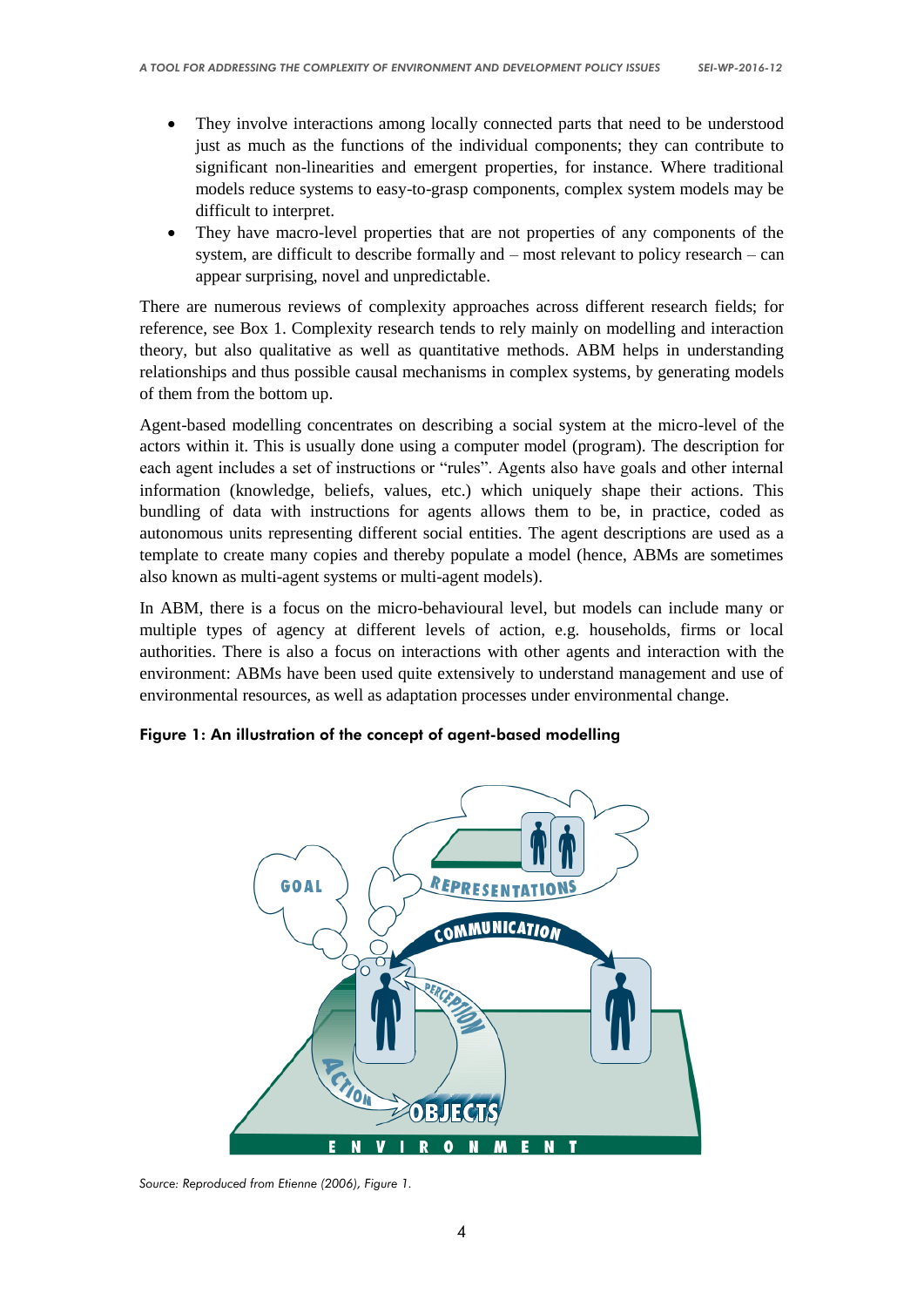- They involve interactions among locally connected parts that need to be understood just as much as the functions of the individual components; they can contribute to significant non-linearities and emergent properties, for instance. Where traditional models reduce systems to easy-to-grasp components, complex system models may be difficult to interpret.
- They have macro-level properties that are not properties of any components of the system, are difficult to describe formally and – most relevant to policy research – can appear surprising, novel and unpredictable.

There are numerous reviews of complexity approaches across different research fields; for reference, see Box 1. Complexity research tends to rely mainly on modelling and interaction theory, but also qualitative as well as quantitative methods. ABM helps in understanding relationships and thus possible causal mechanisms in complex systems, by generating models of them from the bottom up.

Agent-based modelling concentrates on describing a social system at the micro-level of the actors within it. This is usually done using a computer model (program). The description for each agent includes a set of instructions or "rules". Agents also have goals and other internal information (knowledge, beliefs, values, etc.) which uniquely shape their actions. This bundling of data with instructions for agents allows them to be, in practice, coded as autonomous units representing different social entities. The agent descriptions are used as a template to create many copies and thereby populate a model (hence, ABMs are sometimes also known as multi-agent systems or multi-agent models).

In ABM, there is a focus on the micro-behavioural level, but models can include many or multiple types of agency at different levels of action, e.g. households, firms or local authorities. There is also a focus on interactions with other agents and interaction with the environment: ABMs have been used quite extensively to understand management and use of environmental resources, as well as adaptation processes under environmental change.

**Figure 1: An illustration of the concept of agent-based modelling**

*Source: Reproduced from Etienne (2006), Figure 1.*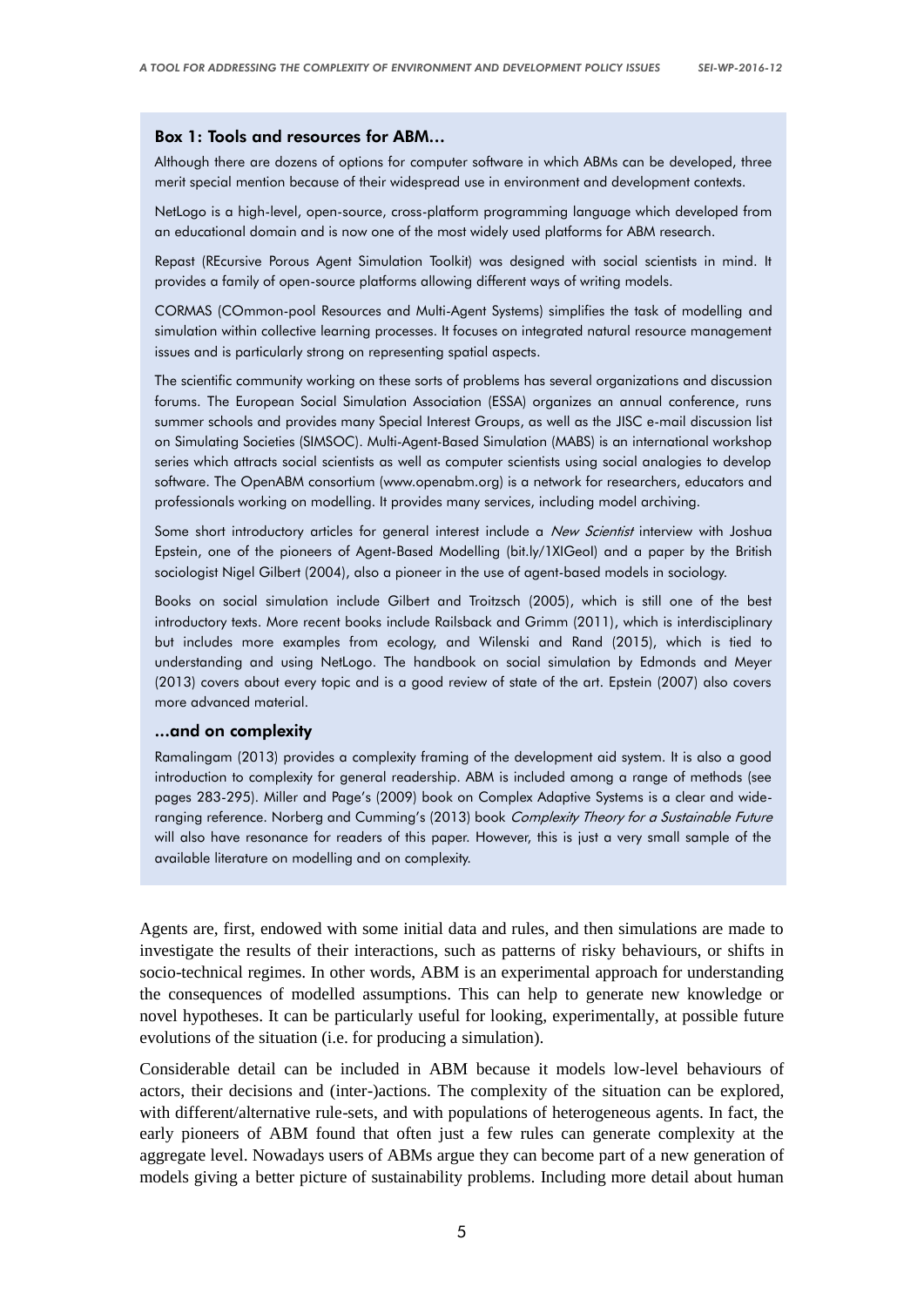### Box 1: Tools and resources for ABM…

Although there are dozens of options for computer software in which ABMs can be developed, three merit special mention because of their widespread use in environment and development contexts.

NetLogo is a high-level, open-source, cross-platform programming language which developed from an educational domain and is now one of the most widely used platforms for ABM research.

Repast (REcursive Porous Agent Simulation Toolkit) was designed with social scientists in mind. It provides a family of open-source platforms allowing different ways of writing models.

CORMAS (COmmon-pool Resources and Multi-Agent Systems) simplifies the task of modelling and simulation within collective learning processes. It focuses on integrated natural resource management issues and is particularly strong on representing spatial aspects.

The scientific community working on these sorts of problems has several organizations and discussion forums. The European Social Simulation Association (ESSA) organizes an annual conference, runs summer schools and provides many Special Interest Groups, as well as the JISC e-mail discussion list on Simulating Societies (SIMSOC). Multi-Agent-Based Simulation (MABS) is an international workshop series which attracts social scientists as well as computer scientists using social analogies to develop software. The OpenABM consortium (www.openabm.org) is a network for researchers, educators and professionals working on modelling. It provides many services, including model archiving.

Some short introductory articles for general interest include a *New Scientist* interview with Joshua Epstein, one of the pioneers of Agent-Based Modelling (bit.ly/1XIGeoI) and a paper by the British sociologist Nigel Gilbert (2004), also a pioneer in the use of agent-based models in sociology.

Books on social simulation include Gilbert and Troitzsch (2005), which is still one of the best introductory texts. More recent books include Railsback and Grimm (2011), which is interdisciplinary but includes more examples from ecology, and Wilenski and Rand (2015), which is tied to understanding and using NetLogo. The handbook on social simulation by Edmonds and Meyer (2013) covers about every topic and is a good review of state of the art. Epstein (2007) also covers more advanced material.

#### …and on complexity

Ramalingam (2013) provides a complexity framing of the development aid system. It is also a good introduction to complexity for general readership. ABM is included among a range of methods (see pages 283-295). Miller and Page's (2009) book on Complex Adaptive Systems is a clear and wide-ranging reference. Norberg and Cumming's (2013) book *Complexity Theory for a Sustainable Future* will also have resonance for readers of this paper. However, this is just a very small sample of the available literature on modelling and on complexity.

Agents are, first, endowed with some initial data and rules, and then simulations are made to investigate the results of their interactions, such as patterns of risky behaviours, or shifts in socio-technical regimes. In other words, ABM is an experimental approach for understanding the consequences of modelled assumptions. This can help to generate new knowledge or novel hypotheses. It can be particularly useful for looking, experimentally, at possible future evolutions of the situation (i.e. for producing a simulation).

Considerable detail can be included in ABM because it models low-level behaviours of actors, their decisions and (inter-)actions. The complexity of the situation can be explored, with different/alternative rule-sets, and with populations of heterogeneous agents. In fact, the early pioneers of ABM found that often just a few rules can generate complexity at the aggregate level. Nowadays users of ABMs argue they can become part of a new generation of models giving a better picture of sustainability problems. Including more detail about human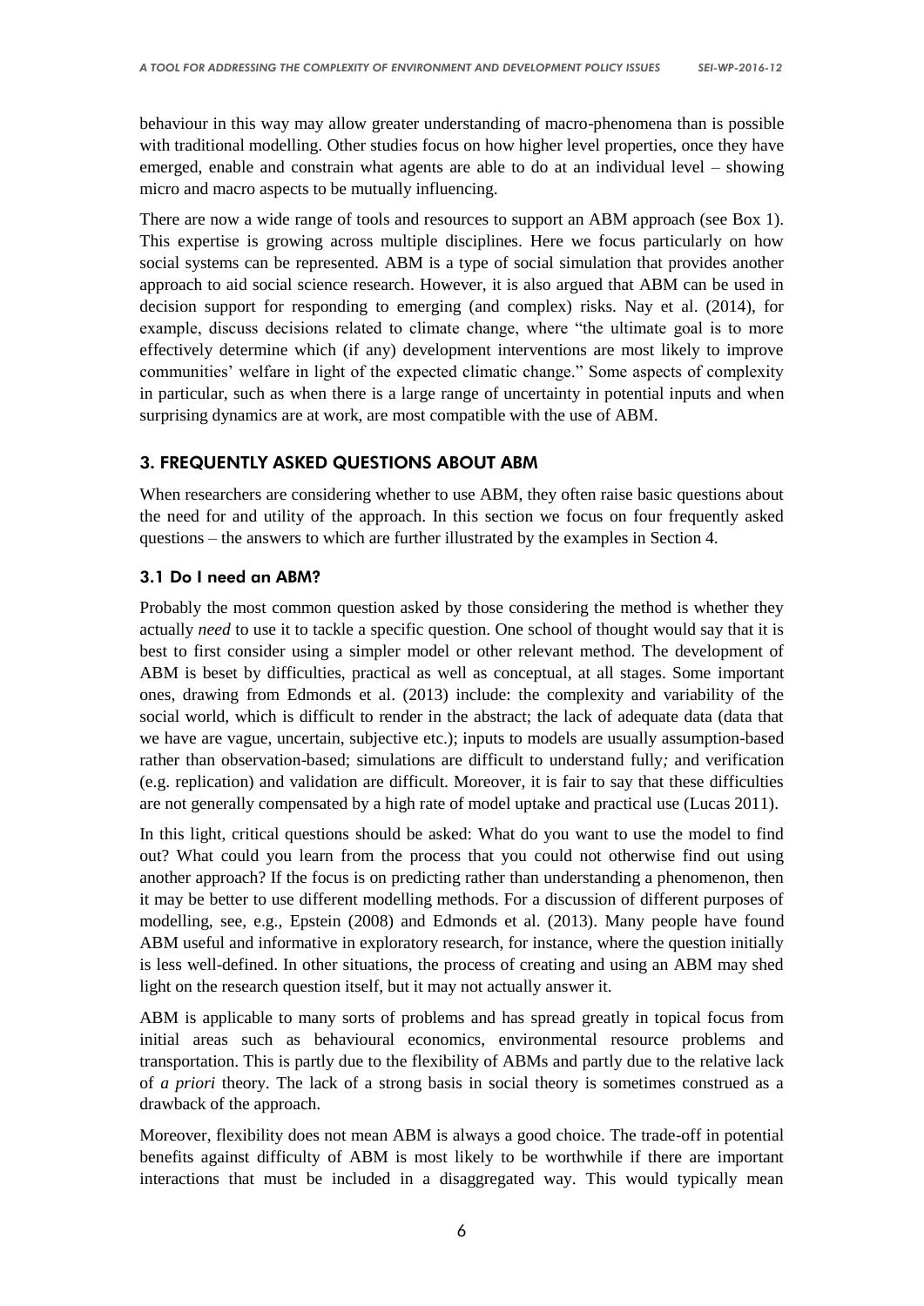behaviour in this way may allow greater understanding of macro-phenomena than is possible with traditional modelling. Other studies focus on how higher level properties, once they have emerged, enable and constrain what agents are able to do at an individual level – showing micro and macro aspects to be mutually influencing.

There are now a wide range of tools and resources to support an ABM approach (see Box 1). This expertise is growing across multiple disciplines. Here we focus particularly on how social systems can be represented. ABM is a type of social simulation that provides another approach to aid social science research. However, it is also argued that ABM can be used in decision support for responding to emerging (and complex) risks. Nay et al. (2014), for example, discuss decisions related to climate change, where "the ultimate goal is to more effectively determine which (if any) development interventions are most likely to improve communities' welfare in light of the expected climatic change." Some aspects of complexity in particular, such as when there is a large range of uncertainty in potential inputs and when surprising dynamics are at work, are most compatible with the use of ABM.

## 3. FREQUENTLY ASKED QUESTIONS ABOUT ABM

When researchers are considering whether to use ABM, they often raise basic questions about the need for and utility of the approach. In this section we focus on four frequently asked questions – the answers to which are further illustrated by the examples in Section 4.

### 3.1 Do I need an ABM?

Probably the most common question asked by those considering the method is whether they actually *need* to use it to tackle a specific question. One school of thought would say that it is best to first consider using a simpler model or other relevant method. The development of ABM is beset by difficulties, practical as well as conceptual, at all stages. Some important ones, drawing from Edmonds et al. (2013) include: the complexity and variability of the social world, which is difficult to render in the abstract; the lack of adequate data (data that we have are vague, uncertain, subjective etc.); inputs to models are usually assumption-based rather than observation-based; simulations are difficult to understand fully*;* and verification (e.g. replication) and validation are difficult. Moreover, it is fair to say that these difficulties are not generally compensated by a high rate of model uptake and practical use (Lucas 2011).

In this light, critical questions should be asked: What do you want to use the model to find out? What could you learn from the process that you could not otherwise find out using another approach? If the focus is on predicting rather than understanding a phenomenon, then it may be better to use different modelling methods. For a discussion of different purposes of modelling, see, e.g., Epstein (2008) and Edmonds et al. (2013). Many people have found ABM useful and informative in exploratory research, for instance, where the question initially is less well-defined. In other situations, the process of creating and using an ABM may shed light on the research question itself, but it may not actually answer it.

ABM is applicable to many sorts of problems and has spread greatly in topical focus from initial areas such as behavioural economics, environmental resource problems and transportation. This is partly due to the flexibility of ABMs and partly due to the relative lack of *a priori* theory. The lack of a strong basis in social theory is sometimes construed as a drawback of the approach.

Moreover, flexibility does not mean ABM is always a good choice. The trade-off in potential benefits against difficulty of ABM is most likely to be worthwhile if there are important interactions that must be included in a disaggregated way. This would typically mean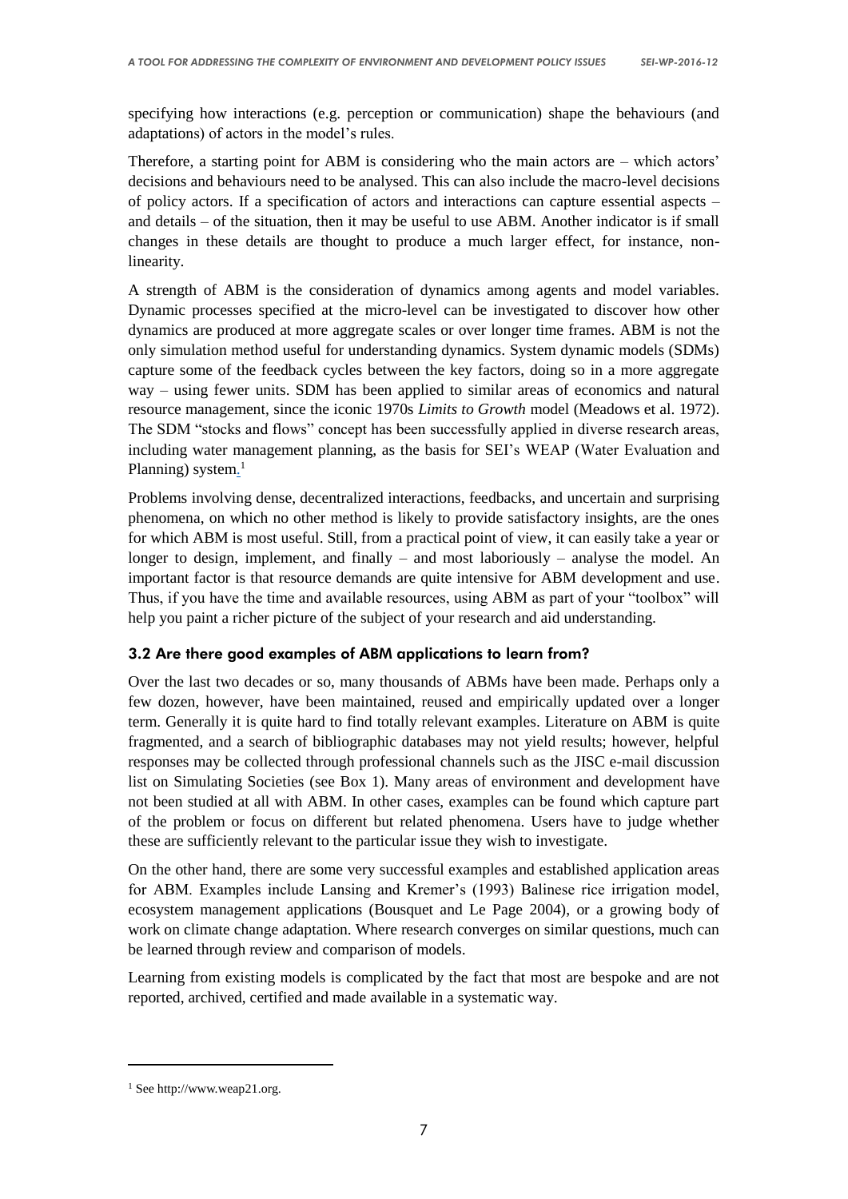specifying how interactions (e.g. perception or communication) shape the behaviours (and adaptations) of actors in the model's rules.

Therefore, a starting point for ABM is considering who the main actors are – which actors' decisions and behaviours need to be analysed. This can also include the macro-level decisions of policy actors. If a specification of actors and interactions can capture essential aspects – and details – of the situation, then it may be useful to use ABM. Another indicator is if small changes in these details are thought to produce a much larger effect, for instance, non-linearity.

A strength of ABM is the consideration of dynamics among agents and model variables. Dynamic processes specified at the micro-level can be investigated to discover how other dynamics are produced at more aggregate scales or over longer time frames. ABM is not the only simulation method useful for understanding dynamics. System dynamic models (SDMs) capture some of the feedback cycles between the key factors, doing so in a more aggregate way – using fewer units. SDM has been applied to similar areas of economics and natural resource management, since the iconic 1970s *Limits to Growth* model (Meadows et al. 1972). The SDM "stocks and flows" concept has been successfully applied in diverse research areas, including water management planning, as the basis for SEI's WEAP (Water Evaluation and Planning) system.[1]

Problems involving dense, decentralized interactions, feedbacks, and uncertain and surprising phenomena, on which no other method is likely to provide satisfactory insights, are the ones for which ABM is most useful. Still, from a practical point of view, it can easily take a year or longer to design, implement, and finally – and most laboriously – analyse the model. An important factor is that resource demands are quite intensive for ABM development and use. Thus, if you have the time and available resources, using ABM as part of your "toolbox" will help you paint a richer picture of the subject of your research and aid understanding.

### 3.2 Are there good examples of ABM applications to learn from?

Over the last two decades or so, many thousands of ABMs have been made. Perhaps only a few dozen, however, have been maintained, reused and empirically updated over a longer term. Generally it is quite hard to find totally relevant examples. Literature on ABM is quite fragmented, and a search of bibliographic databases may not yield results; however, helpful responses may be collected through professional channels such as the JISC e-mail discussion list on Simulating Societies (see Box 1). Many areas of environment and development have not been studied at all with ABM. In other cases, examples can be found which capture part of the problem or focus on different but related phenomena. Users have to judge whether these are sufficiently relevant to the particular issue they wish to investigate.

On the other hand, there are some very successful examples and established application areas for ABM. Examples include Lansing and Kremer's (1993) Balinese rice irrigation model, ecosystem management applications (Bousquet and Le Page 2004), or a growing body of work on climate change adaptation. Where research converges on similar questions, much can be learned through review and comparison of models.

Learning from existing models is complicated by the fact that most are bespoke and are not reported, archived, certified and made available in a systematic way.

---

[1] See http://www.weap21.org.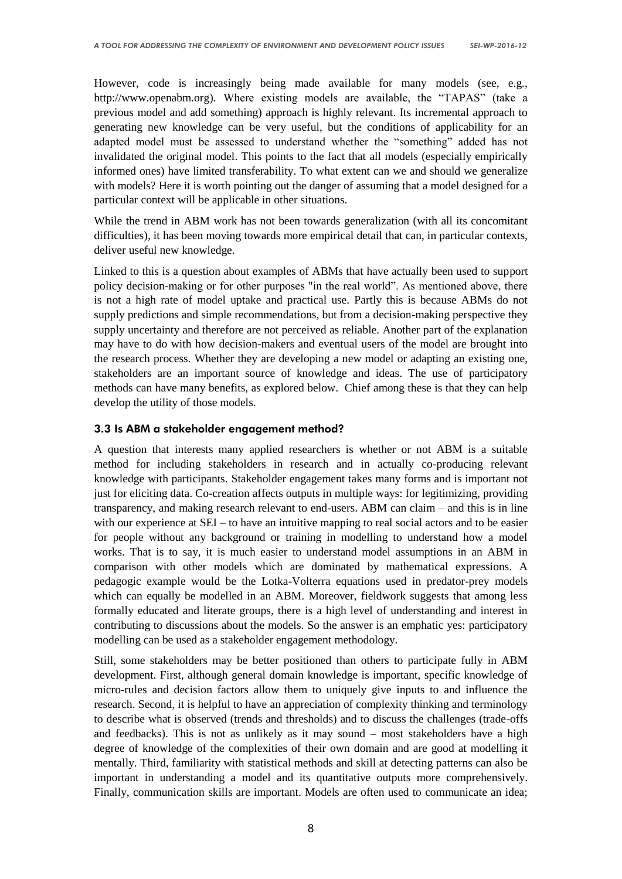However, code is increasingly being made available for many models (see, e.g., http://www.openabm.org). Where existing models are available, the "TAPAS" (take a previous model and add something) approach is highly relevant. Its incremental approach to generating new knowledge can be very useful, but the conditions of applicability for an adapted model must be assessed to understand whether the "something" added has not invalidated the original model. This points to the fact that all models (especially empirically informed ones) have limited transferability. To what extent can we and should we generalize with models? Here it is worth pointing out the danger of assuming that a model designed for a particular context will be applicable in other situations.

While the trend in ABM work has not been towards generalization (with all its concomitant difficulties), it has been moving towards more empirical detail that can, in particular contexts, deliver useful new knowledge.

Linked to this is a question about examples of ABMs that have actually been used to support policy decision-making or for other purposes "in the real world". As mentioned above, there is not a high rate of model uptake and practical use. Partly this is because ABMs do not supply predictions and simple recommendations, but from a decision-making perspective they supply uncertainty and therefore are not perceived as reliable. Another part of the explanation may have to do with how decision-makers and eventual users of the model are brought into the research process. Whether they are developing a new model or adapting an existing one, stakeholders are an important source of knowledge and ideas. The use of participatory methods can have many benefits, as explored below. Chief among these is that they can help develop the utility of those models.

### 3.3 Is ABM a stakeholder engagement method?

A question that interests many applied researchers is whether or not ABM is a suitable method for including stakeholders in research and in actually co-producing relevant knowledge with participants. Stakeholder engagement takes many forms and is important not just for eliciting data. Co-creation affects outputs in multiple ways: for legitimizing, providing transparency, and making research relevant to end-users. ABM can claim – and this is in line with our experience at SEI – to have an intuitive mapping to real social actors and to be easier for people without any background or training in modelling to understand how a model works. That is to say, it is much easier to understand model assumptions in an ABM in comparison with other models which are dominated by mathematical expressions. A pedagogic example would be the Lotka-Volterra equations used in predator-prey models which can equally be modelled in an ABM. Moreover, fieldwork suggests that among less formally educated and literate groups, there is a high level of understanding and interest in contributing to discussions about the models. So the answer is an emphatic yes: participatory modelling can be used as a stakeholder engagement methodology.

Still, some stakeholders may be better positioned than others to participate fully in ABM development. First, although general domain knowledge is important, specific knowledge of micro-rules and decision factors allow them to uniquely give inputs to and influence the research. Second, it is helpful to have an appreciation of complexity thinking and terminology to describe what is observed (trends and thresholds) and to discuss the challenges (trade-offs and feedbacks). This is not as unlikely as it may sound – most stakeholders have a high degree of knowledge of the complexities of their own domain and are good at modelling it mentally. Third, familiarity with statistical methods and skill at detecting patterns can also be important in understanding a model and its quantitative outputs more comprehensively. Finally, communication skills are important. Models are often used to communicate an idea;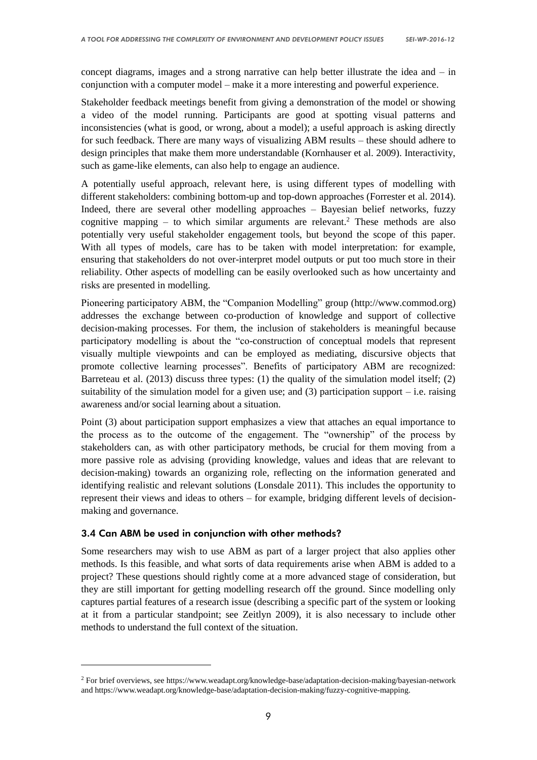concept diagrams, images and a strong narrative can help better illustrate the idea and – in conjunction with a computer model – make it a more interesting and powerful experience.

Stakeholder feedback meetings benefit from giving a demonstration of the model or showing a video of the model running. Participants are good at spotting visual patterns and inconsistencies (what is good, or wrong, about a model); a useful approach is asking directly for such feedback. There are many ways of visualizing ABM results – these should adhere to design principles that make them more understandable (Kornhauser et al. 2009). Interactivity, such as game-like elements, can also help to engage an audience.

A potentially useful approach, relevant here, is using different types of modelling with different stakeholders: combining bottom-up and top-down approaches (Forrester et al. 2014). Indeed, there are several other modelling approaches – Bayesian belief networks, fuzzy cognitive mapping – to which similar arguments are relevant.[2] These methods are also potentially very useful stakeholder engagement tools, but beyond the scope of this paper. With all types of models, care has to be taken with model interpretation: for example, ensuring that stakeholders do not over-interpret model outputs or put too much store in their reliability. Other aspects of modelling can be easily overlooked such as how uncertainty and risks are presented in modelling.

Pioneering participatory ABM, the "Companion Modelling" group (http://www.commod.org) addresses the exchange between co-production of knowledge and support of collective decision-making processes. For them, the inclusion of stakeholders is meaningful because participatory modelling is about the "co-construction of conceptual models that represent visually multiple viewpoints and can be employed as mediating, discursive objects that promote collective learning processes". Benefits of participatory ABM are recognized: Barreteau et al. (2013) discuss three types: (1) the quality of the simulation model itself; (2) suitability of the simulation model for a given use; and (3) participation support – i.e. raising awareness and/or social learning about a situation.

Point (3) about participation support emphasizes a view that attaches an equal importance to the process as to the outcome of the engagement. The "ownership" of the process by stakeholders can, as with other participatory methods, be crucial for them moving from a more passive role as advising (providing knowledge, values and ideas that are relevant to decision-making) towards an organizing role, reflecting on the information generated and identifying realistic and relevant solutions (Lonsdale 2011). This includes the opportunity to represent their views and ideas to others – for example, bridging different levels of decision-making and governance.

### 3.4 Can ABM be used in conjunction with other methods?

Some researchers may wish to use ABM as part of a larger project that also applies other methods. Is this feasible, and what sorts of data requirements arise when ABM is added to a project? These questions should rightly come at a more advanced stage of consideration, but they are still important for getting modelling research off the ground. Since modelling only captures partial features of a research issue (describing a specific part of the system or looking at it from a particular standpoint; see Zeitlyn 2009), it is also necessary to include other methods to understand the full context of the situation.

[2] For brief overviews, see https://www.weadapt.org/knowledge-base/adaptation-decision-making/bayesian-network and https://www.weadapt.org/knowledge-base/adaptation-decision-making/fuzzy-cognitive-mapping.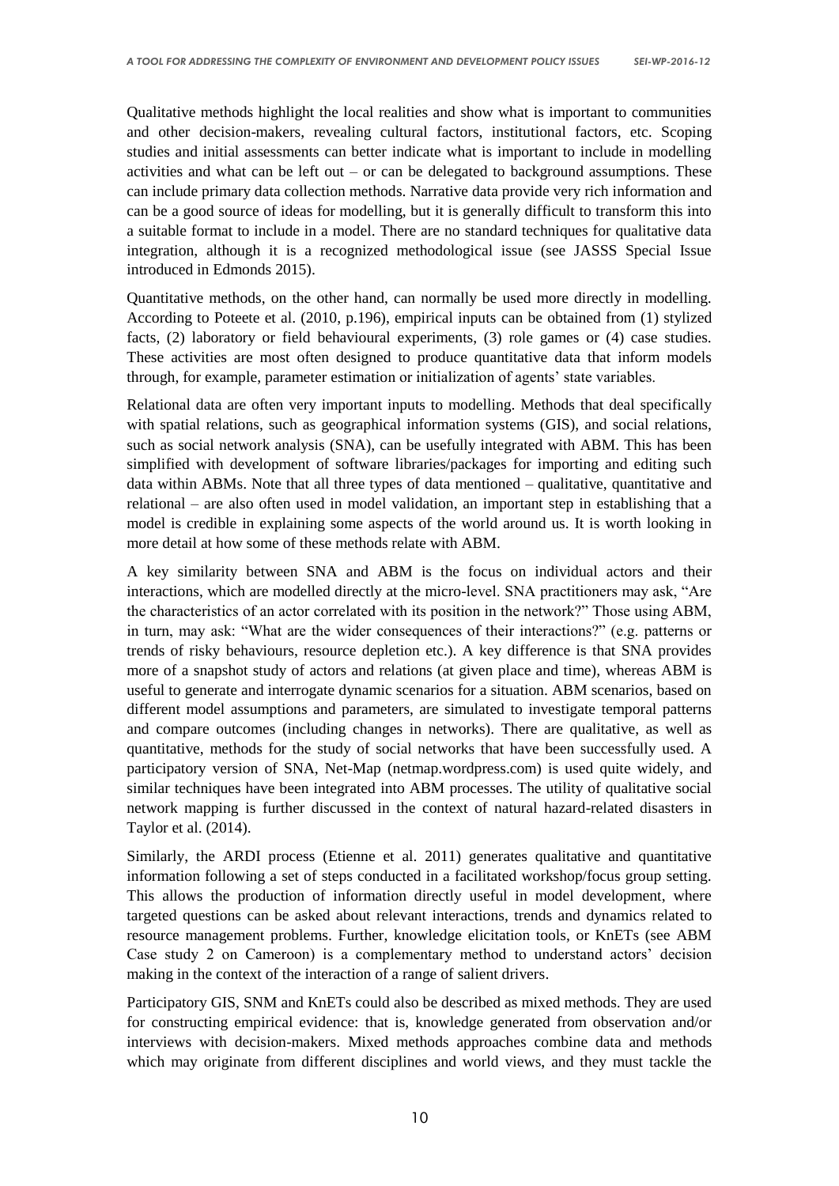Qualitative methods highlight the local realities and show what is important to communities and other decision-makers, revealing cultural factors, institutional factors, etc. Scoping studies and initial assessments can better indicate what is important to include in modelling activities and what can be left out – or can be delegated to background assumptions. These can include primary data collection methods. Narrative data provide very rich information and can be a good source of ideas for modelling, but it is generally difficult to transform this into a suitable format to include in a model. There are no standard techniques for qualitative data integration, although it is a recognized methodological issue (see JASSS Special Issue introduced in Edmonds 2015).

Quantitative methods, on the other hand, can normally be used more directly in modelling. According to Poteete et al. (2010, p.196), empirical inputs can be obtained from (1) stylized facts, (2) laboratory or field behavioural experiments, (3) role games or (4) case studies. These activities are most often designed to produce quantitative data that inform models through, for example, parameter estimation or initialization of agents' state variables.

Relational data are often very important inputs to modelling. Methods that deal specifically with spatial relations, such as geographical information systems (GIS), and social relations, such as social network analysis (SNA), can be usefully integrated with ABM. This has been simplified with development of software libraries/packages for importing and editing such data within ABMs. Note that all three types of data mentioned – qualitative, quantitative and relational – are also often used in model validation, an important step in establishing that a model is credible in explaining some aspects of the world around us. It is worth looking in more detail at how some of these methods relate with ABM.

A key similarity between SNA and ABM is the focus on individual actors and their interactions, which are modelled directly at the micro-level. SNA practitioners may ask, "Are the characteristics of an actor correlated with its position in the network?" Those using ABM, in turn, may ask: "What are the wider consequences of their interactions?" (e.g. patterns or trends of risky behaviours, resource depletion etc.). A key difference is that SNA provides more of a snapshot study of actors and relations (at given place and time), whereas ABM is useful to generate and interrogate dynamic scenarios for a situation. ABM scenarios, based on different model assumptions and parameters, are simulated to investigate temporal patterns and compare outcomes (including changes in networks). There are qualitative, as well as quantitative, methods for the study of social networks that have been successfully used. A participatory version of SNA, Net-Map (netmap.wordpress.com) is used quite widely, and similar techniques have been integrated into ABM processes. The utility of qualitative social network mapping is further discussed in the context of natural hazard-related disasters in Taylor et al. (2014).

Similarly, the ARDI process (Etienne et al. 2011) generates qualitative and quantitative information following a set of steps conducted in a facilitated workshop/focus group setting. This allows the production of information directly useful in model development, where targeted questions can be asked about relevant interactions, trends and dynamics related to resource management problems. Further, knowledge elicitation tools, or KnETs (see ABM Case study 2 on Cameroon) is a complementary method to understand actors' decision making in the context of the interaction of a range of salient drivers.

Participatory GIS, SNM and KnETs could also be described as mixed methods. They are used for constructing empirical evidence: that is, knowledge generated from observation and/or interviews with decision-makers. Mixed methods approaches combine data and methods which may originate from different disciplines and world views, and they must tackle the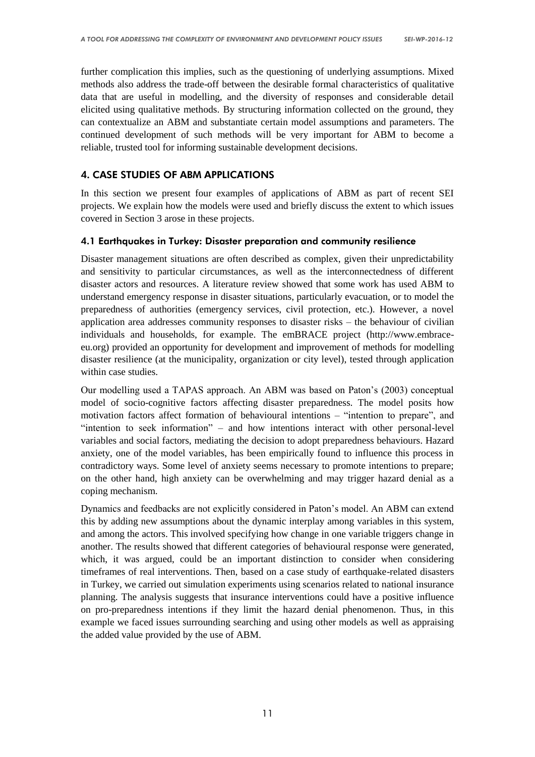further complication this implies, such as the questioning of underlying assumptions. Mixed methods also address the trade-off between the desirable formal characteristics of qualitative data that are useful in modelling, and the diversity of responses and considerable detail elicited using qualitative methods. By structuring information collected on the ground, they can contextualize an ABM and substantiate certain model assumptions and parameters. The continued development of such methods will be very important for ABM to become a reliable, trusted tool for informing sustainable development decisions.

## 4. CASE STUDIES OF ABM APPLICATIONS

In this section we present four examples of applications of ABM as part of recent SEI projects. We explain how the models were used and briefly discuss the extent to which issues covered in Section 3 arose in these projects.

### 4.1 Earthquakes in Turkey: Disaster preparation and community resilience

Disaster management situations are often described as complex, given their unpredictability and sensitivity to particular circumstances, as well as the interconnectedness of different disaster actors and resources. A literature review showed that some work has used ABM to understand emergency response in disaster situations, particularly evacuation, or to model the preparedness of authorities (emergency services, civil protection, etc.). However, a novel application area addresses community responses to disaster risks – the behaviour of civilian individuals and households, for example. The emBRACE project (http://www.embrace-eu.org) provided an opportunity for development and improvement of methods for modelling disaster resilience (at the municipality, organization or city level), tested through application within case studies.

Our modelling used a TAPAS approach. An ABM was based on Paton's (2003) conceptual model of socio-cognitive factors affecting disaster preparedness. The model posits how motivation factors affect formation of behavioural intentions – "intention to prepare", and "intention to seek information" – and how intentions interact with other personal-level variables and social factors, mediating the decision to adopt preparedness behaviours. Hazard anxiety, one of the model variables, has been empirically found to influence this process in contradictory ways. Some level of anxiety seems necessary to promote intentions to prepare; on the other hand, high anxiety can be overwhelming and may trigger hazard denial as a coping mechanism.

Dynamics and feedbacks are not explicitly considered in Paton's model. An ABM can extend this by adding new assumptions about the dynamic interplay among variables in this system, and among the actors. This involved specifying how change in one variable triggers change in another. The results showed that different categories of behavioural response were generated, which, it was argued, could be an important distinction to consider when considering timeframes of real interventions. Then, based on a case study of earthquake-related disasters in Turkey, we carried out simulation experiments using scenarios related to national insurance planning. The analysis suggests that insurance interventions could have a positive influence on pro-preparedness intentions if they limit the hazard denial phenomenon. Thus, in this example we faced issues surrounding searching and using other models as well as appraising the added value provided by the use of ABM.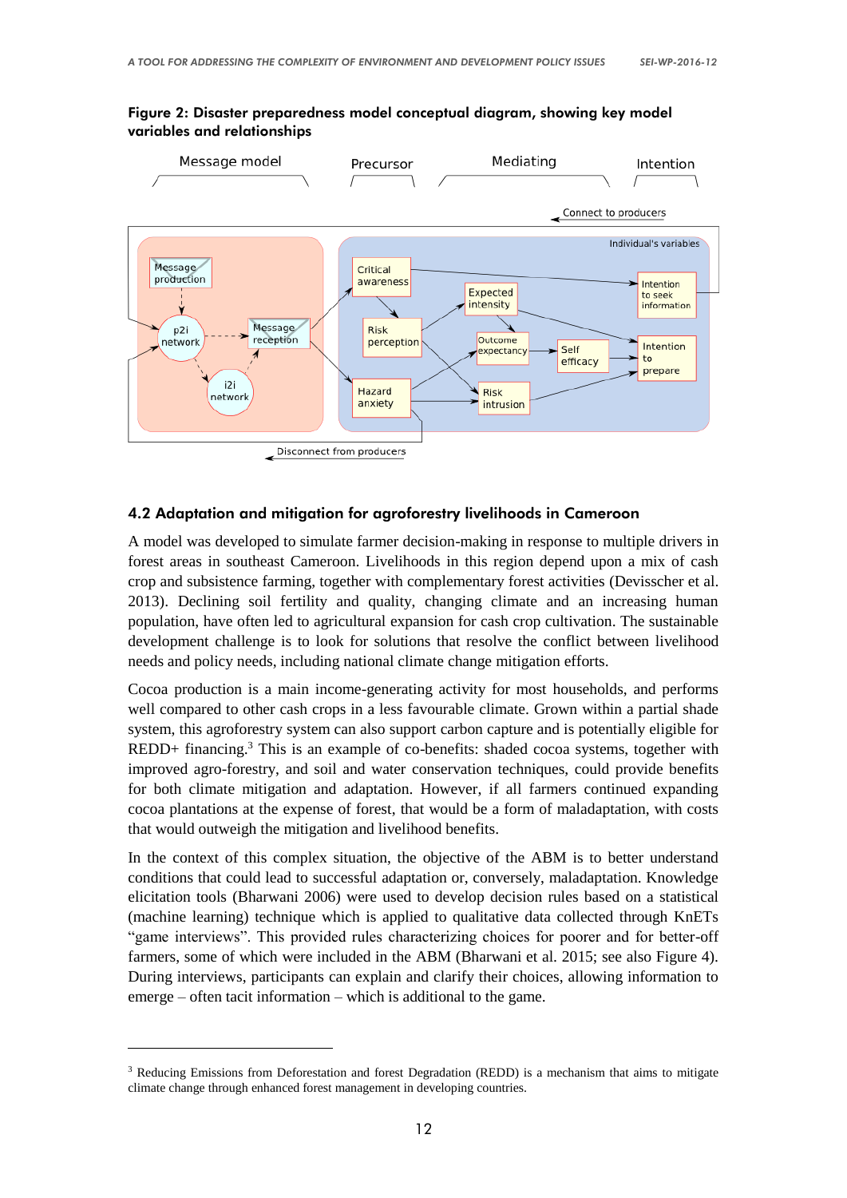**Figure 2: Disaster preparedness model conceptual diagram, showing key model variables and relationships**

## 4.2 Adaptation and mitigation for agroforestry livelihoods in Cameroon

A model was developed to simulate farmer decision-making in response to multiple drivers in forest areas in southeast Cameroon. Livelihoods in this region depend upon a mix of cash crop and subsistence farming, together with complementary forest activities (Devisscher et al. 2013). Declining soil fertility and quality, changing climate and an increasing human population, have often led to agricultural expansion for cash crop cultivation. The sustainable development challenge is to look for solutions that resolve the conflict between livelihood needs and policy needs, including national climate change mitigation efforts.

Cocoa production is a main income-generating activity for most households, and performs well compared to other cash crops in a less favourable climate. Grown within a partial shade system, this agroforestry system can also support carbon capture and is potentially eligible for REDD+ financing.[3] This is an example of co-benefits: shaded cocoa systems, together with improved agro-forestry, and soil and water conservation techniques, could provide benefits for both climate mitigation and adaptation. However, if all farmers continued expanding cocoa plantations at the expense of forest, that would be a form of maladaptation, with costs that would outweigh the mitigation and livelihood benefits.

In the context of this complex situation, the objective of the ABM is to better understand conditions that could lead to successful adaptation or, conversely, maladaptation. Knowledge elicitation tools (Bharwani 2006) were used to develop decision rules based on a statistical (machine learning) technique which is applied to qualitative data collected through KnETs "game interviews". This provided rules characterizing choices for poorer and for better-off farmers, some of which were included in the ABM (Bharwani et al. 2015; see also Figure 4). During interviews, participants can explain and clarify their choices, allowing information to emerge – often tacit information – which is additional to the game.

---

[3] Reducing Emissions from Deforestation and forest Degradation (REDD) is a mechanism that aims to mitigate climate change through enhanced forest management in developing countries.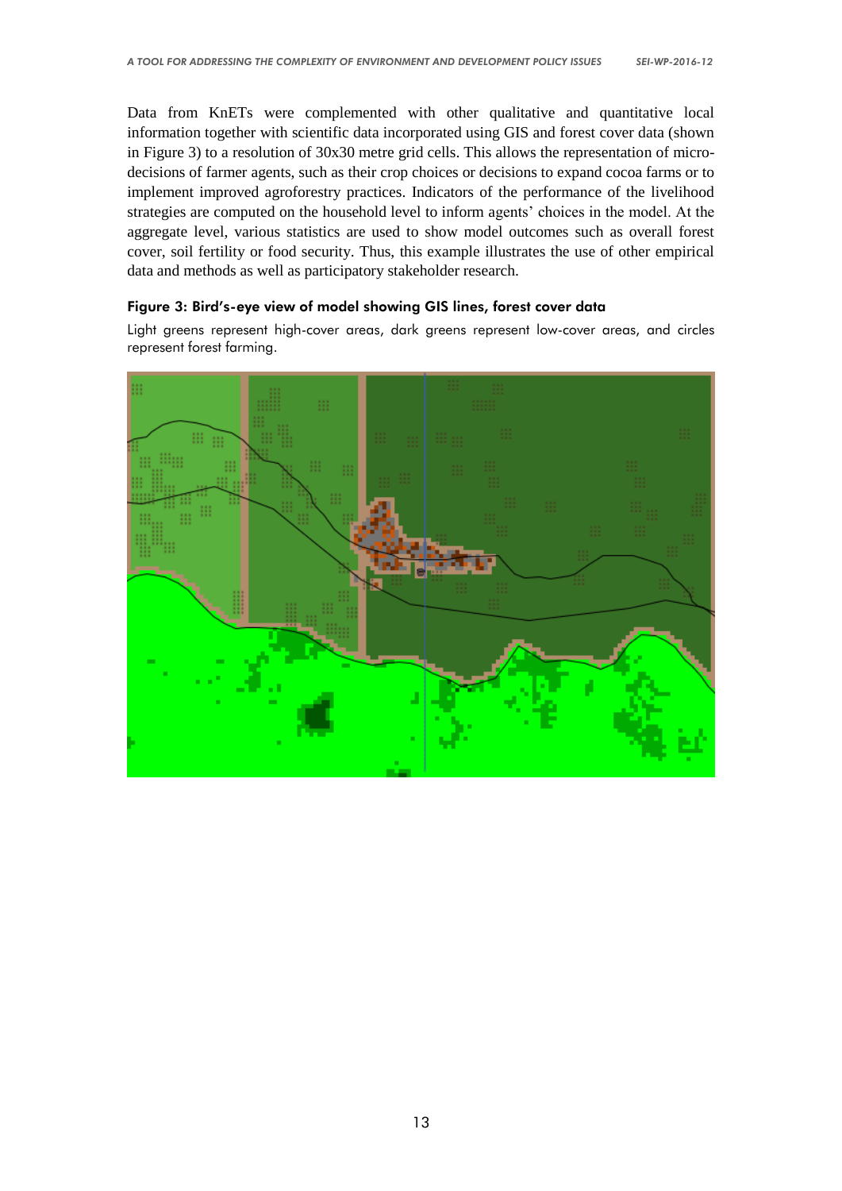Data from KnETs were complemented with other qualitative and quantitative local information together with scientific data incorporated using GIS and forest cover data (shown in Figure 3) to a resolution of 30x30 metre grid cells. This allows the representation of micro-decisions of farmer agents, such as their crop choices or decisions to expand cocoa farms or to implement improved agroforestry practices. Indicators of the performance of the livelihood strategies are computed on the household level to inform agents' choices in the model. At the aggregate level, various statistics are used to show model outcomes such as overall forest cover, soil fertility or food security. Thus, this example illustrates the use of other empirical data and methods as well as participatory stakeholder research.

**Figure 3: Bird's-eye view of model showing GIS lines, forest cover data**

Light greens represent high-cover areas, dark greens represent low-cover areas, and circles represent forest farming.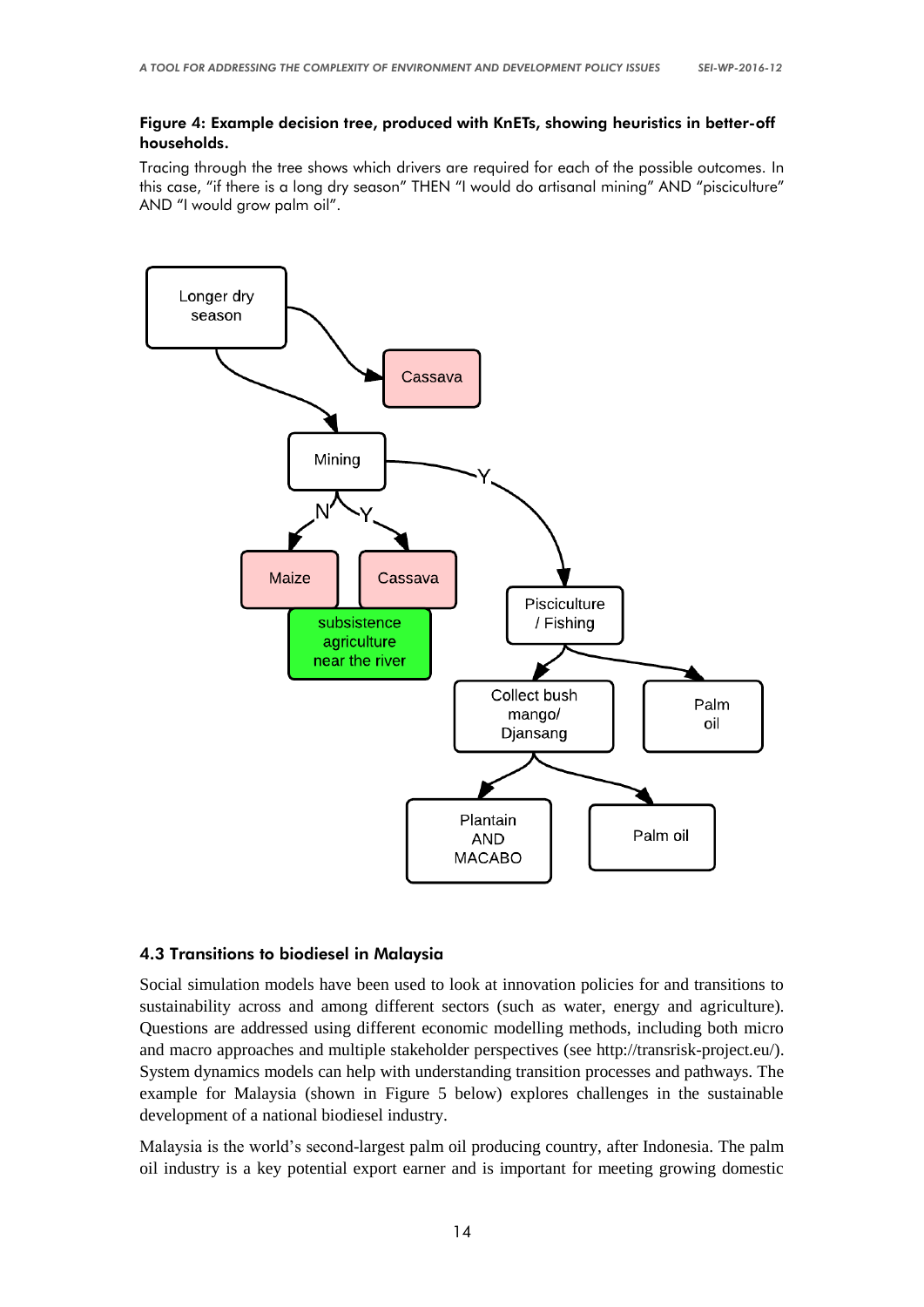**Figure 4: Example decision tree, produced with KnETs, showing heuristics in better-off households.**

Tracing through the tree shows which drivers are required for each of the possible outcomes. In this case, "if there is a long dry season" THEN "I would do artisanal mining" AND "pisciculture" AND "I would grow palm oil".

## 4.3 Transitions to biodiesel in Malaysia

Social simulation models have been used to look at innovation policies for and transitions to sustainability across and among different sectors (such as water, energy and agriculture). Questions are addressed using different economic modelling methods, including both micro and macro approaches and multiple stakeholder perspectives (see http://transrisk-project.eu/). System dynamics models can help with understanding transition processes and pathways. The example for Malaysia (shown in Figure 5 below) explores challenges in the sustainable development of a national biodiesel industry.

Malaysia is the world's second-largest palm oil producing country, after Indonesia. The palm oil industry is a key potential export earner and is important for meeting growing domestic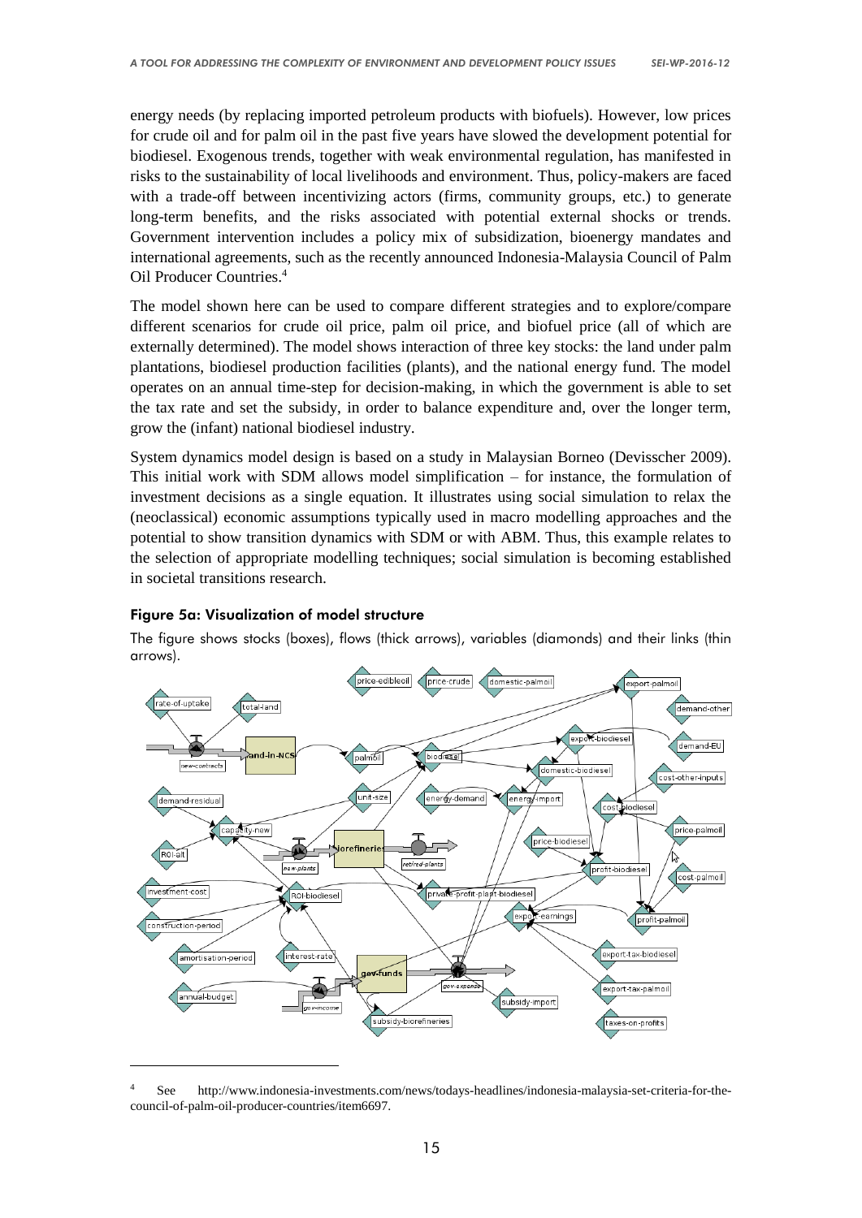energy needs (by replacing imported petroleum products with biofuels). However, low prices for crude oil and for palm oil in the past five years have slowed the development potential for biodiesel. Exogenous trends, together with weak environmental regulation, has manifested in risks to the sustainability of local livelihoods and environment. Thus, policy-makers are faced with a trade-off between incentivizing actors (firms, community groups, etc.) to generate long-term benefits, and the risks associated with potential external shocks or trends. Government intervention includes a policy mix of subsidization, bioenergy mandates and international agreements, such as the recently announced Indonesia-Malaysia Council of Palm Oil Producer Countries.[4]

The model shown here can be used to compare different strategies and to explore/compare different scenarios for crude oil price, palm oil price, and biofuel price (all of which are externally determined). The model shows interaction of three key stocks: the land under palm plantations, biodiesel production facilities (plants), and the national energy fund. The model operates on an annual time-step for decision-making, in which the government is able to set the tax rate and set the subsidy, in order to balance expenditure and, over the longer term, grow the (infant) national biodiesel industry.

System dynamics model design is based on a study in Malaysian Borneo (Devisscher 2009). This initial work with SDM allows model simplification – for instance, the formulation of investment decisions as a single equation. It illustrates using social simulation to relax the (neoclassical) economic assumptions typically used in macro modelling approaches and the potential to show transition dynamics with SDM or with ABM. Thus, this example relates to the selection of appropriate modelling techniques; social simulation is becoming established in societal transitions research.

#### Figure 5a: Visualization of model structure

The figure shows stocks (boxes), flows (thick arrows), variables (diamonds) and their links (thin arrows).

[4] See http://www.indonesia-investments.com/news/todays-headlines/indonesia-malaysia-set-criteria-for-the-council-of-palm-oil-producer-countries/item6697.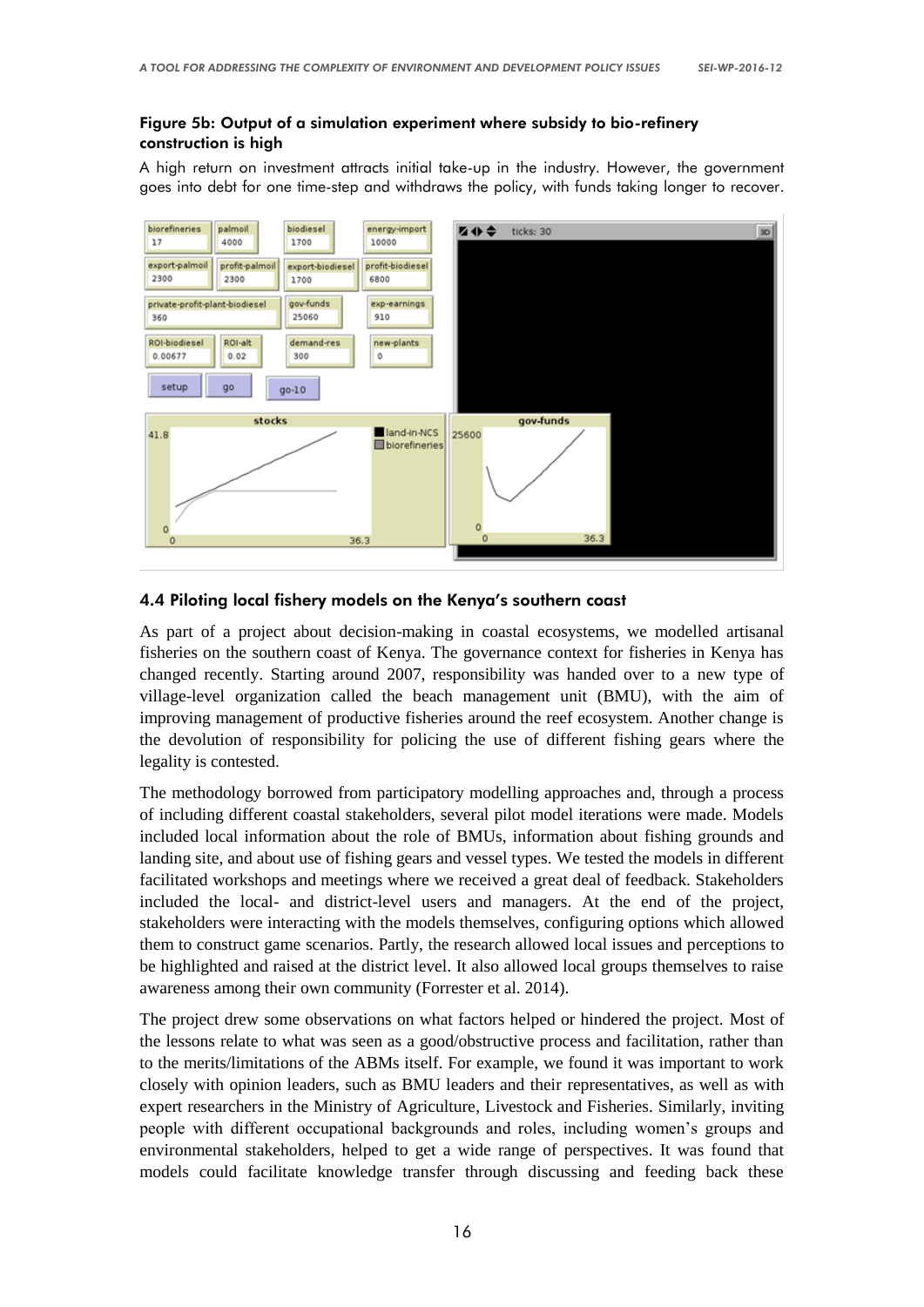**Figure 5b: Output of a simulation experiment where subsidy to bio-refinery construction is high**

A high return on investment attracts initial take-up in the industry. However, the government goes into debt for one time-step and withdraws the policy, with funds taking longer to recover.

### 4.4 Piloting local fishery models on the Kenya's southern coast

As part of a project about decision-making in coastal ecosystems, we modelled artisanal fisheries on the southern coast of Kenya. The governance context for fisheries in Kenya has changed recently. Starting around 2007, responsibility was handed over to a new type of village-level organization called the beach management unit (BMU), with the aim of improving management of productive fisheries around the reef ecosystem. Another change is the devolution of responsibility for policing the use of different fishing gears where the legality is contested.

The methodology borrowed from participatory modelling approaches and, through a process of including different coastal stakeholders, several pilot model iterations were made. Models included local information about the role of BMUs, information about fishing grounds and landing site, and about use of fishing gears and vessel types. We tested the models in different facilitated workshops and meetings where we received a great deal of feedback. Stakeholders included the local- and district-level users and managers. At the end of the project, stakeholders were interacting with the models themselves, configuring options which allowed them to construct game scenarios. Partly, the research allowed local issues and perceptions to be highlighted and raised at the district level. It also allowed local groups themselves to raise awareness among their own community (Forrester et al. 2014).

The project drew some observations on what factors helped or hindered the project. Most of the lessons relate to what was seen as a good/obstructive process and facilitation, rather than to the merits/limitations of the ABMs itself. For example, we found it was important to work closely with opinion leaders, such as BMU leaders and their representatives, as well as with expert researchers in the Ministry of Agriculture, Livestock and Fisheries. Similarly, inviting people with different occupational backgrounds and roles, including women's groups and environmental stakeholders, helped to get a wide range of perspectives. It was found that models could facilitate knowledge transfer through discussing and feeding back these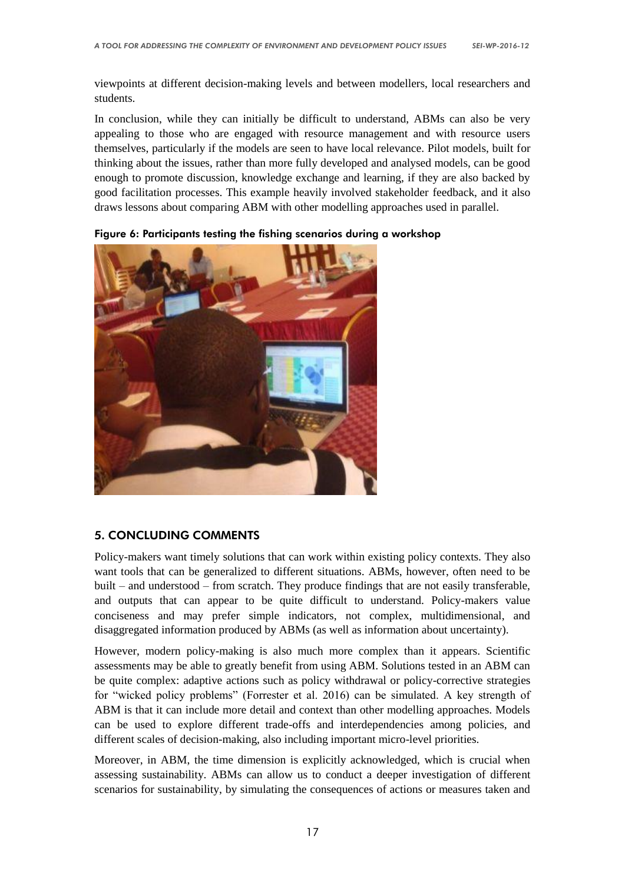viewpoints at different decision-making levels and between modellers, local researchers and students.

In conclusion, while they can initially be difficult to understand, ABMs can also be very appealing to those who are engaged with resource management and with resource users themselves, particularly if the models are seen to have local relevance. Pilot models, built for thinking about the issues, rather than more fully developed and analysed models, can be good enough to promote discussion, knowledge exchange and learning, if they are also backed by good facilitation processes. This example heavily involved stakeholder feedback, and it also draws lessons about comparing ABM with other modelling approaches used in parallel.

**Figure 6: Participants testing the fishing scenarios during a workshop**

## 5. CONCLUDING COMMENTS

Policy-makers want timely solutions that can work within existing policy contexts. They also want tools that can be generalized to different situations. ABMs, however, often need to be built – and understood – from scratch. They produce findings that are not easily transferable, and outputs that can appear to be quite difficult to understand. Policy-makers value conciseness and may prefer simple indicators, not complex, multidimensional, and disaggregated information produced by ABMs (as well as information about uncertainty).

However, modern policy-making is also much more complex than it appears. Scientific assessments may be able to greatly benefit from using ABM. Solutions tested in an ABM can be quite complex: adaptive actions such as policy withdrawal or policy-corrective strategies for "wicked policy problems" (Forrester et al. 2016) can be simulated. A key strength of ABM is that it can include more detail and context than other modelling approaches. Models can be used to explore different trade-offs and interdependencies among policies, and different scales of decision-making, also including important micro-level priorities.

Moreover, in ABM, the time dimension is explicitly acknowledged, which is crucial when assessing sustainability. ABMs can allow us to conduct a deeper investigation of different scenarios for sustainability, by simulating the consequences of actions or measures taken and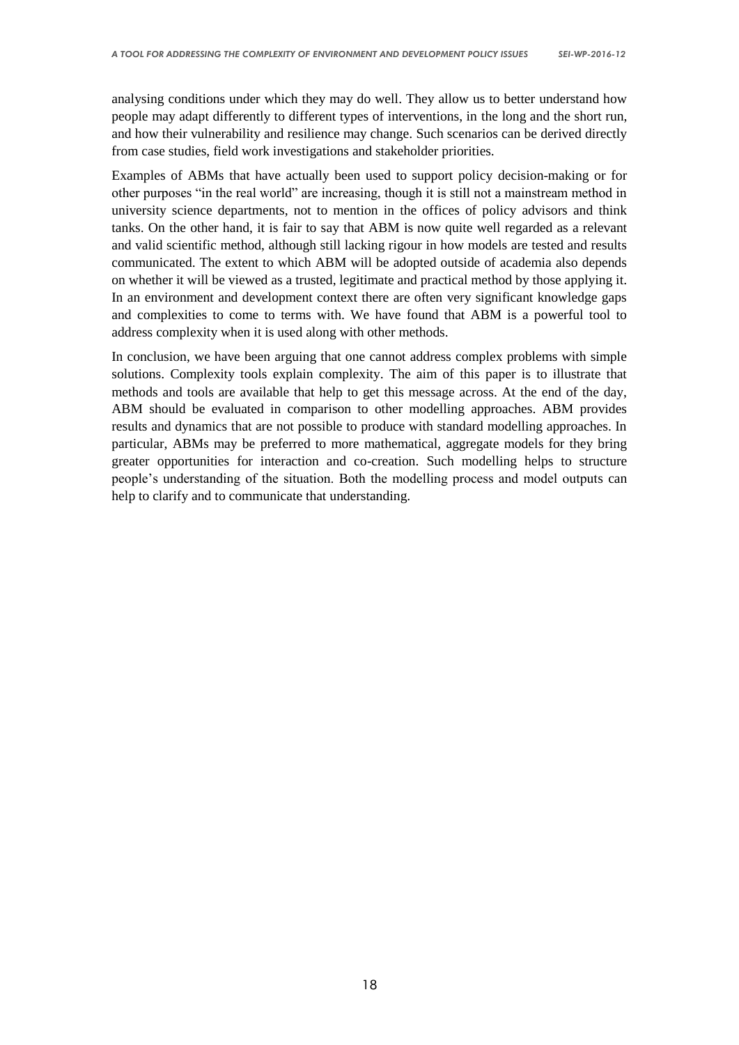analysing conditions under which they may do well. They allow us to better understand how people may adapt differently to different types of interventions, in the long and the short run, and how their vulnerability and resilience may change. Such scenarios can be derived directly from case studies, field work investigations and stakeholder priorities.

Examples of ABMs that have actually been used to support policy decision-making or for other purposes "in the real world" are increasing, though it is still not a mainstream method in university science departments, not to mention in the offices of policy advisors and think tanks. On the other hand, it is fair to say that ABM is now quite well regarded as a relevant and valid scientific method, although still lacking rigour in how models are tested and results communicated. The extent to which ABM will be adopted outside of academia also depends on whether it will be viewed as a trusted, legitimate and practical method by those applying it. In an environment and development context there are often very significant knowledge gaps and complexities to come to terms with. We have found that ABM is a powerful tool to address complexity when it is used along with other methods.

In conclusion, we have been arguing that one cannot address complex problems with simple solutions. Complexity tools explain complexity. The aim of this paper is to illustrate that methods and tools are available that help to get this message across. At the end of the day, ABM should be evaluated in comparison to other modelling approaches. ABM provides results and dynamics that are not possible to produce with standard modelling approaches. In particular, ABMs may be preferred to more mathematical, aggregate models for they bring greater opportunities for interaction and co-creation. Such modelling helps to structure people's understanding of the situation. Both the modelling process and model outputs can help to clarify and to communicate that understanding.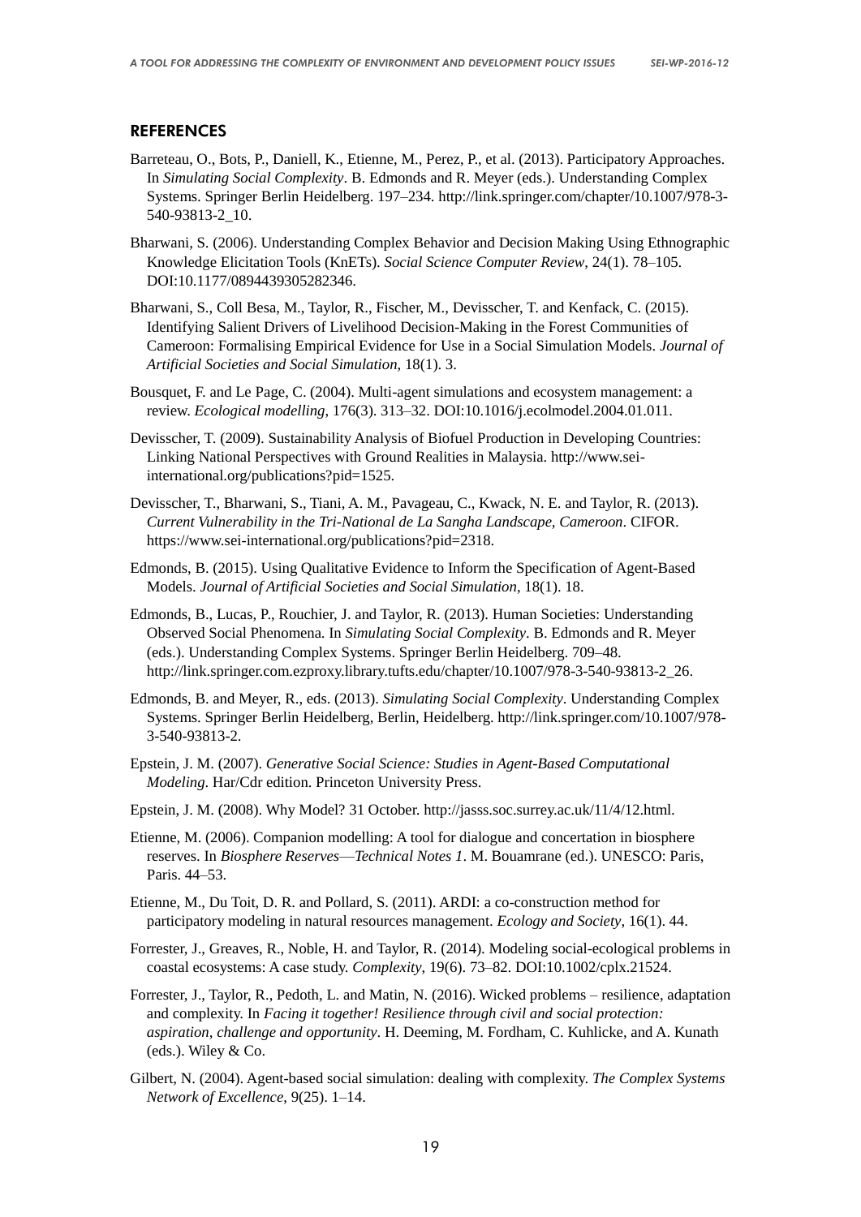## REFERENCES

Barreteau, O., Bots, P., Daniell, K., Etienne, M., Perez, P., et al. (2013). Participatory Approaches. In *Simulating Social Complexity*. B. Edmonds and R. Meyer (eds.). Understanding Complex Systems. Springer Berlin Heidelberg. 197–234. http://link.springer.com/chapter/10.1007/978-3-540-93813-2_10.

Bharwani, S. (2006). Understanding Complex Behavior and Decision Making Using Ethnographic Knowledge Elicitation Tools (KnETs). *Social Science Computer Review*, 24(1). 78–105. DOI:10.1177/0894439305282346.

Bharwani, S., Coll Besa, M., Taylor, R., Fischer, M., Devisscher, T. and Kenfack, C. (2015). Identifying Salient Drivers of Livelihood Decision-Making in the Forest Communities of Cameroon: Formalising Empirical Evidence for Use in a Social Simulation Models. *Journal of Artificial Societies and Social Simulation*, 18(1). 3.

Bousquet, F. and Le Page, C. (2004). Multi-agent simulations and ecosystem management: a review. *Ecological modelling*, 176(3). 313–32. DOI:10.1016/j.ecolmodel.2004.01.011.

Devisscher, T. (2009). Sustainability Analysis of Biofuel Production in Developing Countries: Linking National Perspectives with Ground Realities in Malaysia. http://www.sei-international.org/publications?pid=1525.

Devisscher, T., Bharwani, S., Tiani, A. M., Pavageau, C., Kwack, N. E. and Taylor, R. (2013). *Current Vulnerability in the Tri-National de La Sangha Landscape, Cameroon*. CIFOR. https://www.sei-international.org/publications?pid=2318.

Edmonds, B. (2015). Using Qualitative Evidence to Inform the Specification of Agent-Based Models. *Journal of Artificial Societies and Social Simulation*, 18(1). 18.

Edmonds, B., Lucas, P., Rouchier, J. and Taylor, R. (2013). Human Societies: Understanding Observed Social Phenomena. In *Simulating Social Complexity*. B. Edmonds and R. Meyer (eds.). Understanding Complex Systems. Springer Berlin Heidelberg. 709–48. http://link.springer.com.ezproxy.library.tufts.edu/chapter/10.1007/978-3-540-93813-2_26.

Edmonds, B. and Meyer, R., eds. (2013). *Simulating Social Complexity*. Understanding Complex Systems. Springer Berlin Heidelberg, Berlin, Heidelberg. http://link.springer.com/10.1007/978-3-540-93813-2.

Epstein, J. M. (2007). *Generative Social Science: Studies in Agent-Based Computational Modeling*. Har/Cdr edition. Princeton University Press.

Epstein, J. M. (2008). Why Model? 31 October. http://jasss.soc.surrey.ac.uk/11/4/12.html.

Etienne, M. (2006). Companion modelling: A tool for dialogue and concertation in biosphere reserves. In *Biosphere Reserves—Technical Notes 1*. M. Bouamrane (ed.). UNESCO: Paris, Paris. 44–53.

Etienne, M., Du Toit, D. R. and Pollard, S. (2011). ARDI: a co-construction method for participatory modeling in natural resources management. *Ecology and Society*, 16(1). 44.

Forrester, J., Greaves, R., Noble, H. and Taylor, R. (2014). Modeling social-ecological problems in coastal ecosystems: A case study. *Complexity*, 19(6). 73–82. DOI:10.1002/cplx.21524.

Forrester, J., Taylor, R., Pedoth, L. and Matin, N. (2016). Wicked problems – resilience, adaptation and complexity. In *Facing it together! Resilience through civil and social protection: aspiration, challenge and opportunity*. H. Deeming, M. Fordham, C. Kuhlicke, and A. Kunath (eds.). Wiley & Co.

Gilbert, N. (2004). Agent-based social simulation: dealing with complexity. *The Complex Systems Network of Excellence*, 9(25). 1–14.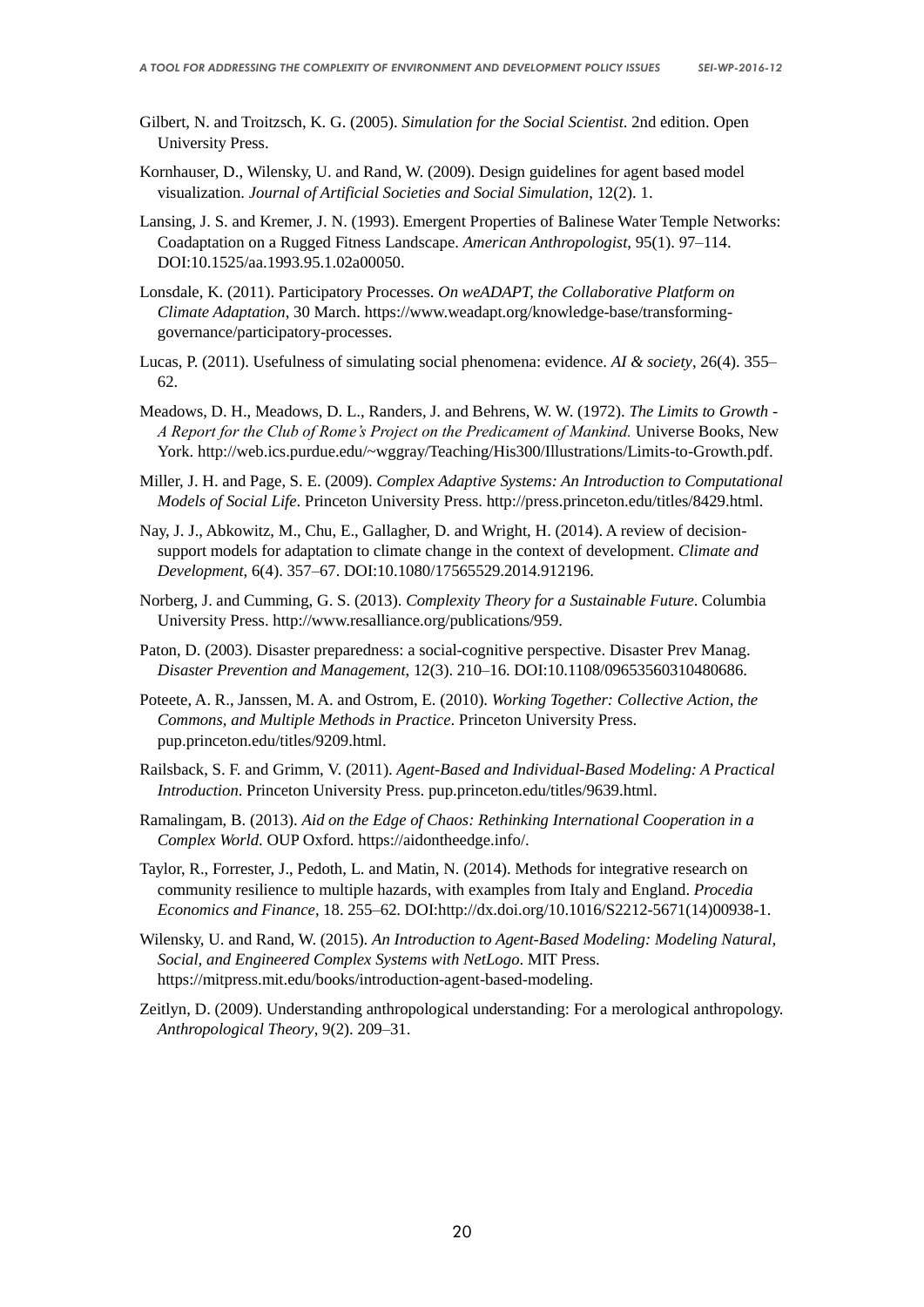Gilbert, N. and Troitzsch, K. G. (2005). *Simulation for the Social Scientist*. 2nd edition. Open University Press.

Kornhauser, D., Wilensky, U. and Rand, W. (2009). Design guidelines for agent based model visualization. *Journal of Artificial Societies and Social Simulation*, 12(2). 1.

Lansing, J. S. and Kremer, J. N. (1993). Emergent Properties of Balinese Water Temple Networks: Coadaptation on a Rugged Fitness Landscape. *American Anthropologist*, 95(1). 97–114. DOI:10.1525/aa.1993.95.1.02a00050.

Lonsdale, K. (2011). Participatory Processes. *On weADAPT, the Collaborative Platform on Climate Adaptation*, 30 March. https://www.weadapt.org/knowledge-base/transforming-governance/participatory-processes.

Lucas, P. (2011). Usefulness of simulating social phenomena: evidence. *AI & society*, 26(4). 355–62.

Meadows, D. H., Meadows, D. L., Randers, J. and Behrens, W. W. (1972). *The Limits to Growth - A Report for the Club of Rome's Project on the Predicament of Mankind.* Universe Books, New York. http://web.ics.purdue.edu/~wggray/Teaching/His300/Illustrations/Limits-to-Growth.pdf.

Miller, J. H. and Page, S. E. (2009). *Complex Adaptive Systems: An Introduction to Computational Models of Social Life*. Princeton University Press. http://press.princeton.edu/titles/8429.html.

Nay, J. J., Abkowitz, M., Chu, E., Gallagher, D. and Wright, H. (2014). A review of decision-support models for adaptation to climate change in the context of development. *Climate and Development*, 6(4). 357–67. DOI:10.1080/17565529.2014.912196.

Norberg, J. and Cumming, G. S. (2013). *Complexity Theory for a Sustainable Future*. Columbia University Press. http://www.resalliance.org/publications/959.

Paton, D. (2003). Disaster preparedness: a social-cognitive perspective. Disaster Prev Manag. *Disaster Prevention and Management*, 12(3). 210–16. DOI:10.1108/09653560310480686.

Poteete, A. R., Janssen, M. A. and Ostrom, E. (2010). *Working Together: Collective Action, the Commons, and Multiple Methods in Practice*. Princeton University Press. pup.princeton.edu/titles/9209.html.

Railsback, S. F. and Grimm, V. (2011). *Agent-Based and Individual-Based Modeling: A Practical Introduction*. Princeton University Press. pup.princeton.edu/titles/9639.html.

Ramalingam, B. (2013). *Aid on the Edge of Chaos: Rethinking International Cooperation in a Complex World*. OUP Oxford. https://aidontheedge.info/.

Taylor, R., Forrester, J., Pedoth, L. and Matin, N. (2014). Methods for integrative research on community resilience to multiple hazards, with examples from Italy and England. *Procedia Economics and Finance*, 18. 255–62. DOI:http://dx.doi.org/10.1016/S2212-5671(14)00938-1.

Wilensky, U. and Rand, W. (2015). *An Introduction to Agent-Based Modeling: Modeling Natural, Social, and Engineered Complex Systems with NetLogo*. MIT Press. https://mitpress.mit.edu/books/introduction-agent-based-modeling.

Zeitlyn, D. (2009). Understanding anthropological understanding: For a merological anthropology. *Anthropological Theory*, 9(2). 209–31.